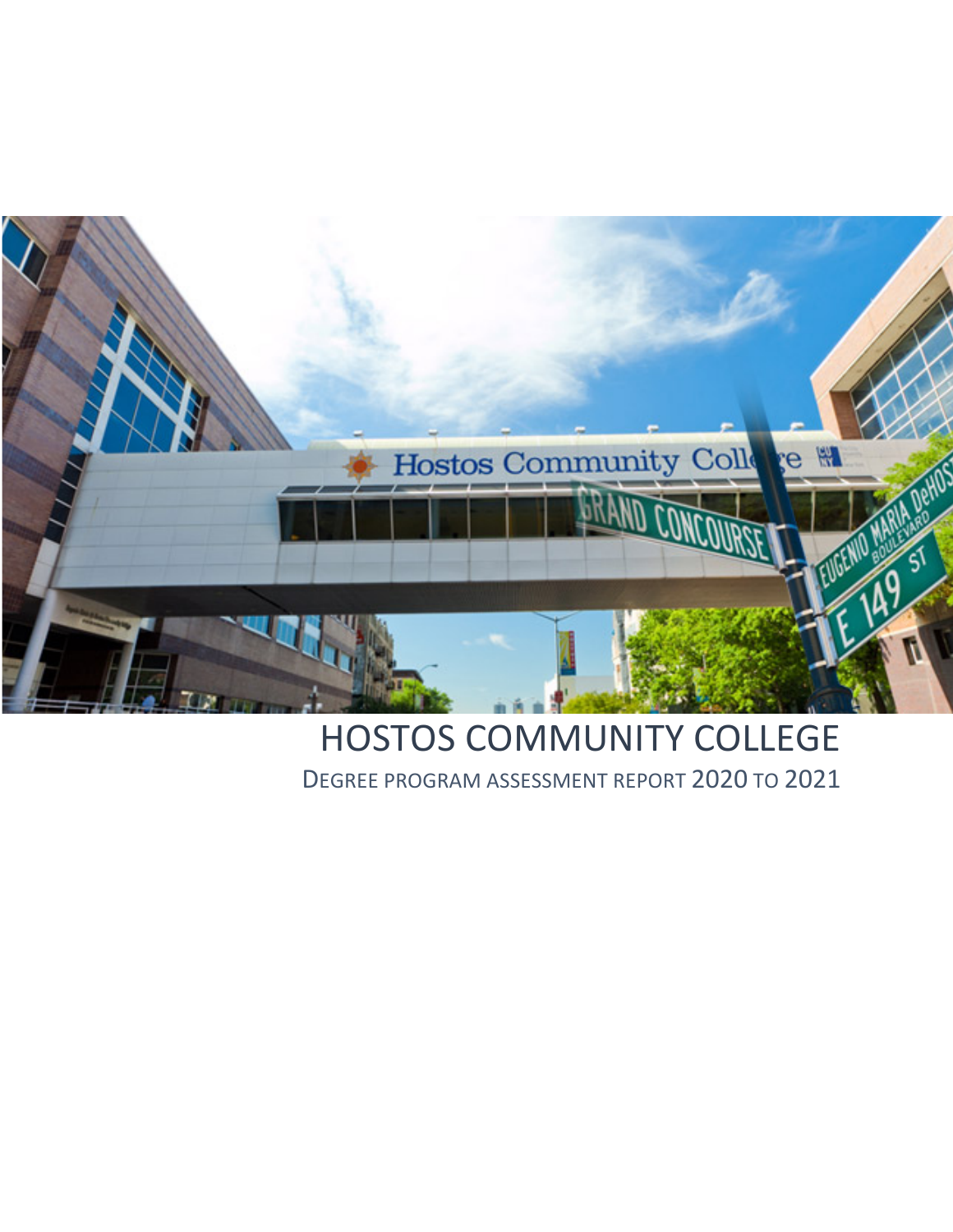# HOSTOS COMMUNITY COLLEGE

DEGREE PROGRAM ASSESSMENT REPORT 2020 TO 2021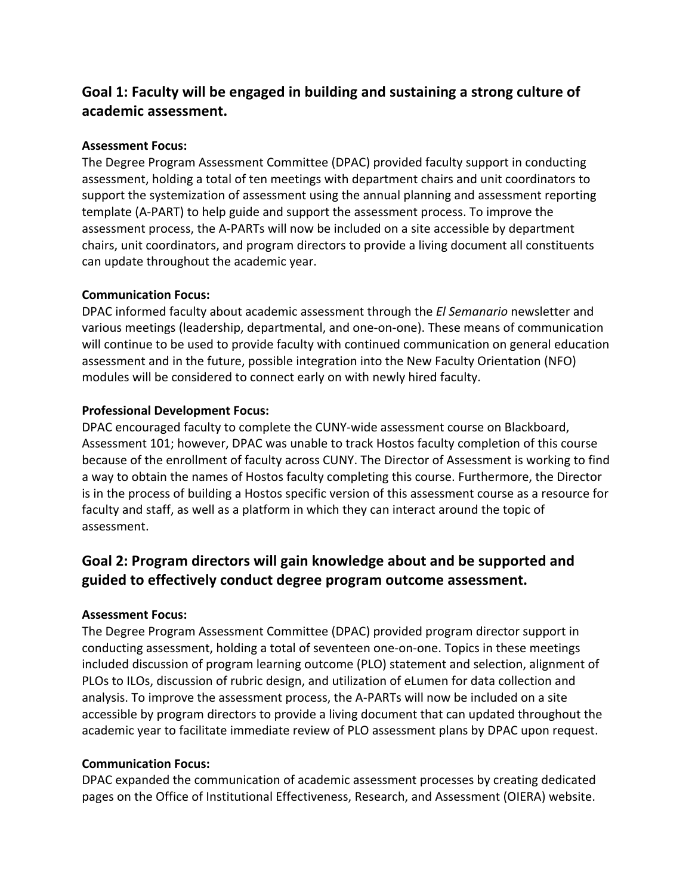## Goal 1: Faculty will be engaged in building and sustaining a strong culture of academic assessment.

**Assessment Focus:**
The Degree Program Assessment Committee (DPAC) provided faculty support in conducting assessment, holding a total of ten meetings with department chairs and unit coordinators to support the systemization of assessment using the annual planning and assessment reporting template (A-PART) to help guide and support the assessment process. To improve the assessment process, the A-PARTs will now be included on a site accessible by department chairs, unit coordinators, and program directors to provide a living document all constituents can update throughout the academic year.

**Communication Focus:**
DPAC informed faculty about academic assessment through the *El Semanario* newsletter and various meetings (leadership, departmental, and one-on-one). These means of communication will continue to be used to provide faculty with continued communication on general education assessment and in the future, possible integration into the New Faculty Orientation (NFO) modules will be considered to connect early on with newly hired faculty.

**Professional Development Focus:**
DPAC encouraged faculty to complete the CUNY-wide assessment course on Blackboard, Assessment 101; however, DPAC was unable to track Hostos faculty completion of this course because of the enrollment of faculty across CUNY. The Director of Assessment is working to find a way to obtain the names of Hostos faculty completing this course. Furthermore, the Director is in the process of building a Hostos specific version of this assessment course as a resource for faculty and staff, as well as a platform in which they can interact around the topic of assessment.

## Goal 2: Program directors will gain knowledge about and be supported and guided to effectively conduct degree program outcome assessment.

**Assessment Focus:**
The Degree Program Assessment Committee (DPAC) provided program director support in conducting assessment, holding a total of seventeen one-on-one. Topics in these meetings included discussion of program learning outcome (PLO) statement and selection, alignment of PLOs to ILOs, discussion of rubric design, and utilization of eLumen for data collection and analysis. To improve the assessment process, the A-PARTs will now be included on a site accessible by program directors to provide a living document that can updated throughout the academic year to facilitate immediate review of PLO assessment plans by DPAC upon request.

**Communication Focus:**
DPAC expanded the communication of academic assessment processes by creating dedicated pages on the Office of Institutional Effectiveness, Research, and Assessment (OIERA) website.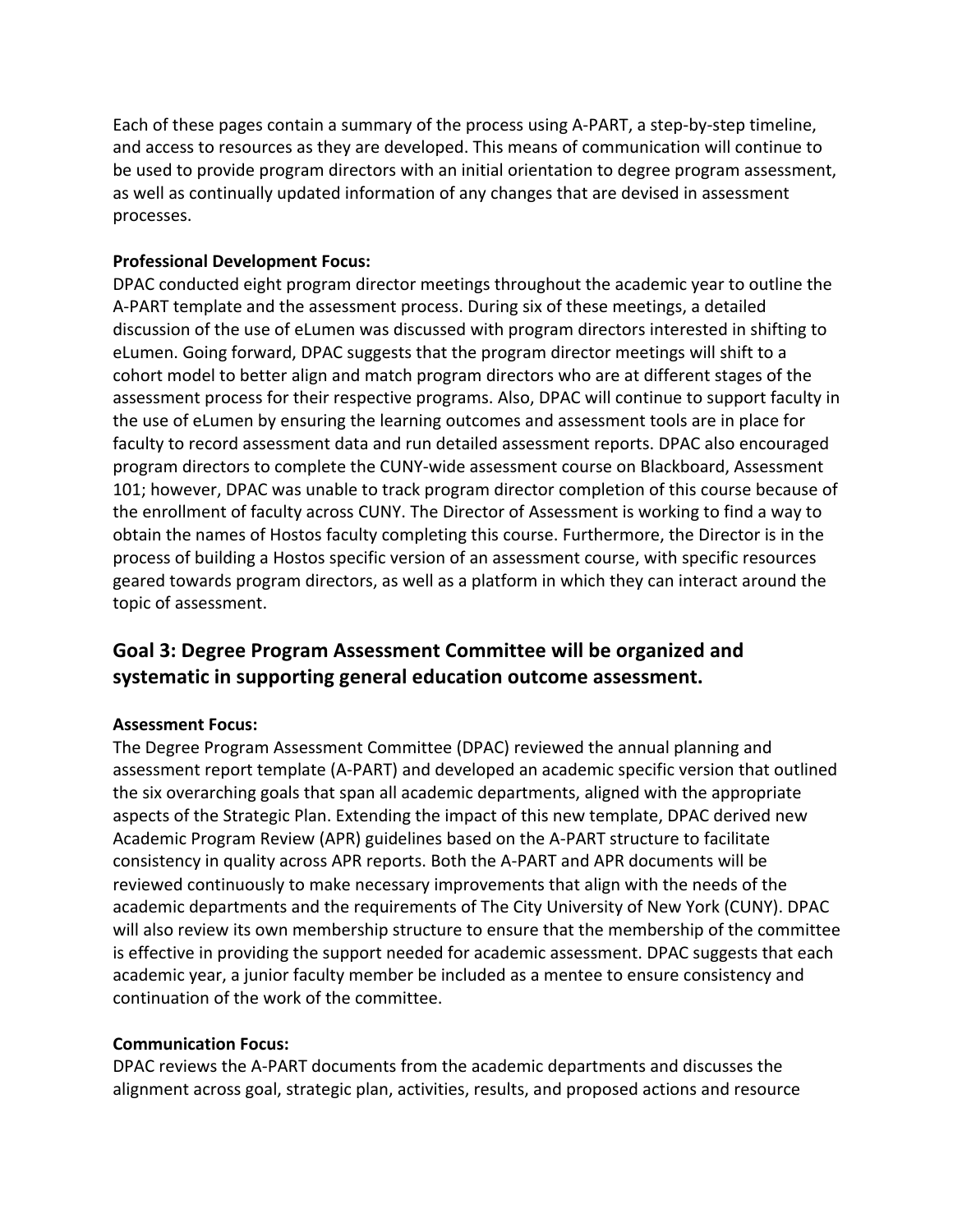Each of these pages contain a summary of the process using A-PART, a step-by-step timeline, and access to resources as they are developed. This means of communication will continue to be used to provide program directors with an initial orientation to degree program assessment, as well as continually updated information of any changes that are devised in assessment processes.

**Professional Development Focus:**
DPAC conducted eight program director meetings throughout the academic year to outline the A-PART template and the assessment process. During six of these meetings, a detailed discussion of the use of eLumen was discussed with program directors interested in shifting to eLumen. Going forward, DPAC suggests that the program director meetings will shift to a cohort model to better align and match program directors who are at different stages of the assessment process for their respective programs. Also, DPAC will continue to support faculty in the use of eLumen by ensuring the learning outcomes and assessment tools are in place for faculty to record assessment data and run detailed assessment reports. DPAC also encouraged program directors to complete the CUNY-wide assessment course on Blackboard, Assessment 101; however, DPAC was unable to track program director completion of this course because of the enrollment of faculty across CUNY. The Director of Assessment is working to find a way to obtain the names of Hostos faculty completing this course. Furthermore, the Director is in the process of building a Hostos specific version of an assessment course, with specific resources geared towards program directors, as well as a platform in which they can interact around the topic of assessment.

## Goal 3: Degree Program Assessment Committee will be organized and systematic in supporting general education outcome assessment.

**Assessment Focus:**
The Degree Program Assessment Committee (DPAC) reviewed the annual planning and assessment report template (A-PART) and developed an academic specific version that outlined the six overarching goals that span all academic departments, aligned with the appropriate aspects of the Strategic Plan. Extending the impact of this new template, DPAC derived new Academic Program Review (APR) guidelines based on the A-PART structure to facilitate consistency in quality across APR reports. Both the A-PART and APR documents will be reviewed continuously to make necessary improvements that align with the needs of the academic departments and the requirements of The City University of New York (CUNY). DPAC will also review its own membership structure to ensure that the membership of the committee is effective in providing the support needed for academic assessment. DPAC suggests that each academic year, a junior faculty member be included as a mentee to ensure consistency and continuation of the work of the committee.

**Communication Focus:**
DPAC reviews the A-PART documents from the academic departments and discusses the alignment across goal, strategic plan, activities, results, and proposed actions and resource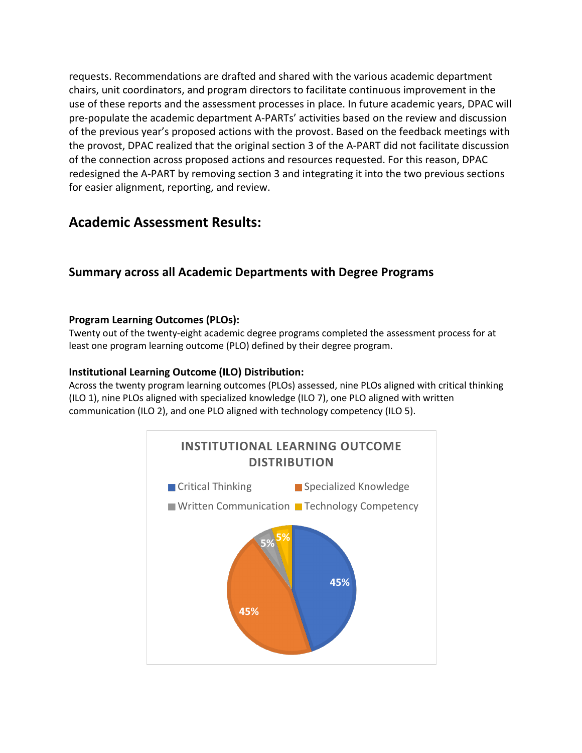requests. Recommendations are drafted and shared with the various academic department chairs, unit coordinators, and program directors to facilitate continuous improvement in the use of these reports and the assessment processes in place. In future academic years, DPAC will pre-populate the academic department A-PARTs' activities based on the review and discussion of the previous year's proposed actions with the provost. Based on the feedback meetings with the provost, DPAC realized that the original section 3 of the A-PART did not facilitate discussion of the connection across proposed actions and resources requested. For this reason, DPAC redesigned the A-PART by removing section 3 and integrating it into the two previous sections for easier alignment, reporting, and review.

## Academic Assessment Results:

### Summary across all Academic Departments with Degree Programs

**Program Learning Outcomes (PLOs):**
Twenty out of the twenty-eight academic degree programs completed the assessment process for at least one program learning outcome (PLO) defined by their degree program.

**Institutional Learning Outcome (ILO) Distribution:**
Across the twenty program learning outcomes (PLOs) assessed, nine PLOs aligned with critical thinking (ILO 1), nine PLOs aligned with specialized knowledge (ILO 7), one PLO aligned with written communication (ILO 2), and one PLO aligned with technology competency (ILO 5).

**INSTITUTIONAL LEARNING OUTCOME DISTRIBUTION**

| Institutional Learning Outcome | Percentage |
|---|---|
| Critical Thinking | 45% |
| Specialized Knowledge | 45% |
| Written Communication | 5% |
| Technology Competency | 5% |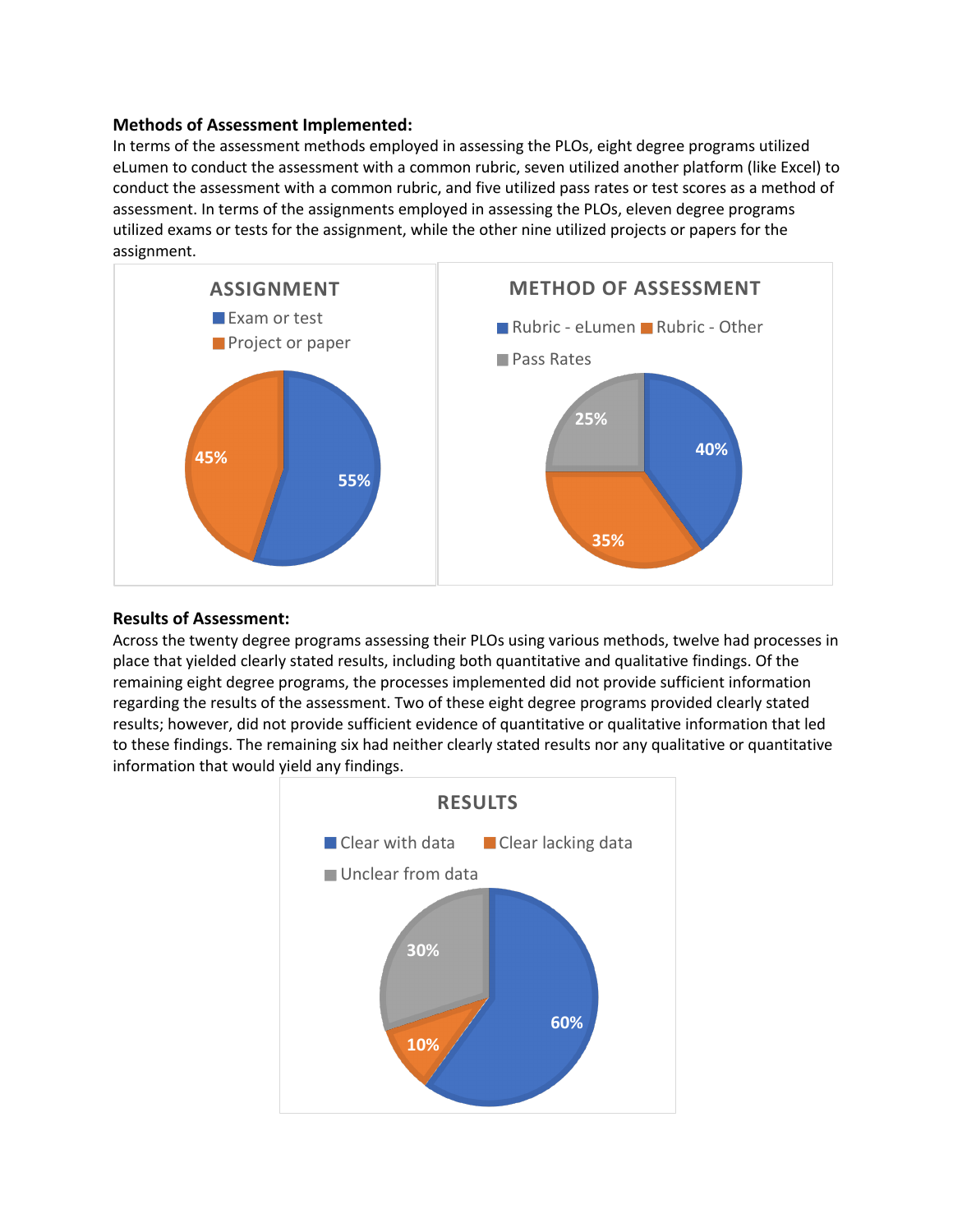**Methods of Assessment Implemented:**

In terms of the assessment methods employed in assessing the PLOs, eight degree programs utilized eLumen to conduct the assessment with a common rubric, seven utilized another platform (like Excel) to conduct the assessment with a common rubric, and five utilized pass rates or test scores as a method of assessment. In terms of the assignments employed in assessing the PLOs, eleven degree programs utilized exams or tests for the assignment, while the other nine utilized projects or papers for the assignment.

**ASSIGNMENT**

| Assignment | Percentage |
|---|---|
| Exam or test | 55% |
| Project or paper | 45% |

**METHOD OF ASSESSMENT**

| Method of Assessment | Percentage |
|---|---|
| Rubric - eLumen | 40% |
| Rubric - Other | 35% |
| Pass Rates | 25% |

**Results of Assessment:**

Across the twenty degree programs assessing their PLOs using various methods, twelve had processes in place that yielded clearly stated results, including both quantitative and qualitative findings. Of the remaining eight degree programs, the processes implemented did not provide sufficient information regarding the results of the assessment. Two of these eight degree programs provided clearly stated results; however, did not provide sufficient evidence of quantitative or qualitative information that led to these findings. The remaining six had neither clearly stated results nor any qualitative or quantitative information that would yield any findings.

**RESULTS**

| Results | Percentage |
|---|---|
| Clear with data | 60% |
| Clear lacking data | 10% |
| Unclear from data | 30% |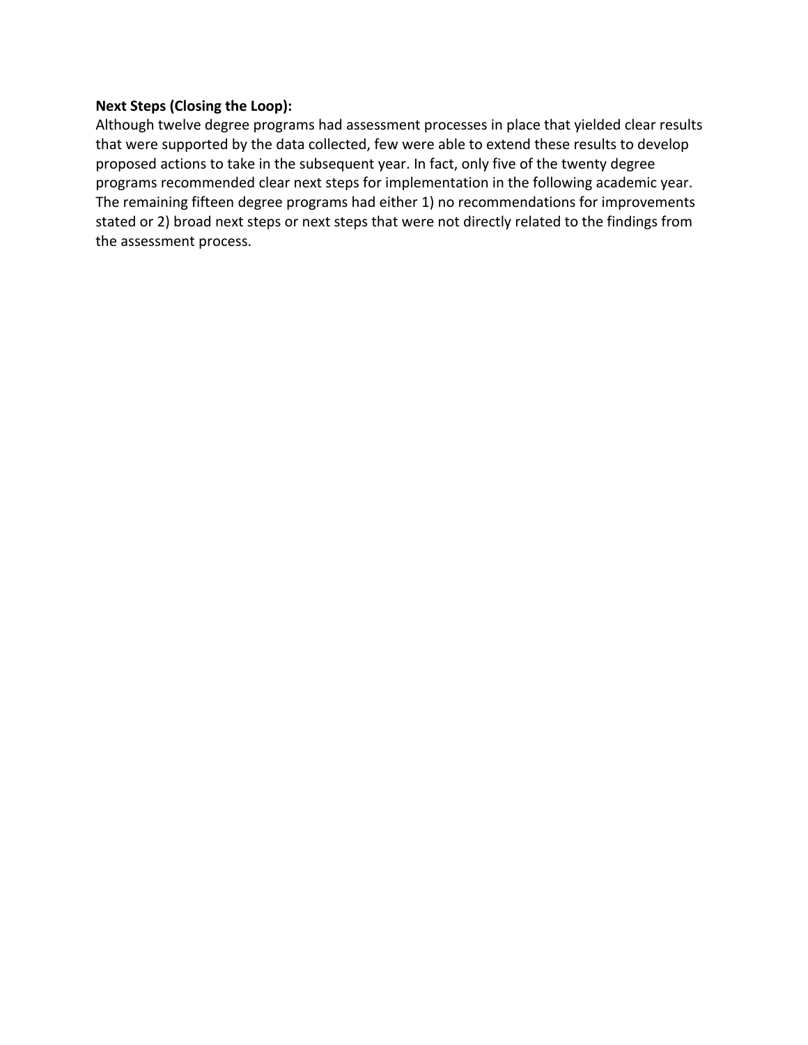**Next Steps (Closing the Loop):**

Although twelve degree programs had assessment processes in place that yielded clear results that were supported by the data collected, few were able to extend these results to develop proposed actions to take in the subsequent year. In fact, only five of the twenty degree programs recommended clear next steps for implementation in the following academic year. The remaining fifteen degree programs had either 1) no recommendations for improvements stated or 2) broad next steps or next steps that were not directly related to the findings from the assessment process.